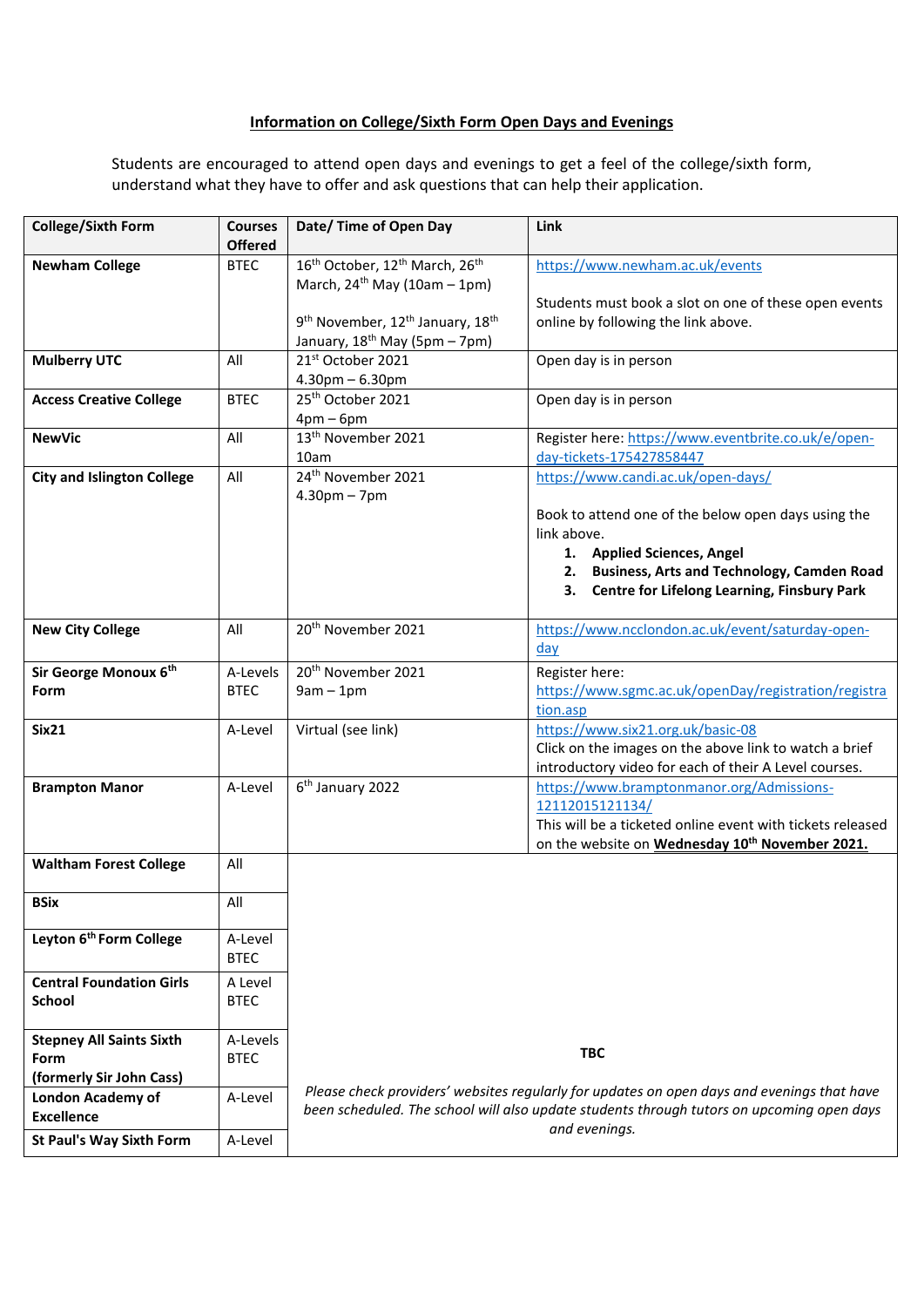## Information on College/Sixth Form Open Days and Evenings

Students are encouraged to attend open days and evenings to get a feel of the college/sixth form, understand what they have to offer and ask questions that can help their application.

| College/Sixth Form | Courses Offered | Date/ Time of Open Day | Link |
|---|---|---|---|
| **Newham College** | BTEC | 16th October, 12th March, 26th March, 24th May (10am – 1pm)<br><br>9th November, 12th January, 18th January, 18th May (5pm – 7pm) | https://www.newham.ac.uk/events<br><br>Students must book a slot on one of these open events online by following the link above. |
| **Mulberry UTC** | All | 21st October 2021<br>4.30pm – 6.30pm | Open day is in person |
| **Access Creative College** | BTEC | 25th October 2021<br>4pm – 6pm | Open day is in person |
| **NewVic** | All | 13th November 2021<br>10am | Register here: https://www.eventbrite.co.uk/e/open-day-tickets-175427858447 |
| **City and Islington College** | All | 24th November 2021<br>4.30pm – 7pm | https://www.candi.ac.uk/open-days/<br><br>Book to attend one of the below open days using the link above.<br>1. **Applied Sciences, Angel**<br>2. **Business, Arts and Technology, Camden Road**<br>3. **Centre for Lifelong Learning, Finsbury Park** |
| **New City College** | All | 20th November 2021 | https://www.ncclondon.ac.uk/event/saturday-open-day |
| **Sir George Monoux 6th Form** | A-Levels<br>BTEC | 20th November 2021<br>9am – 1pm | Register here: https://www.sgmc.ac.uk/openDay/registration/registration.asp |
| **Six21** | A-Level | Virtual (see link) | https://www.six21.org.uk/basic-08<br>Click on the images on the above link to watch a brief introductory video for each of their A Level courses. |
| **Brampton Manor** | A-Level | 6th January 2022 | https://www.bramptonmanor.org/Admissions-12112015121134/<br>This will be a ticketed online event with tickets released on the website on **Wednesday 10th November 2021.** |
| **Waltham Forest College** | All | **TBC**<br><br>*Please check providers' websites regularly for updates on open days and evenings that have been scheduled. The school will also update students through tutors on upcoming open days and evenings.* | |
| **BSix** | All | | |
| **Leyton 6th Form College** | A-Level<br>BTEC | | |
| **Central Foundation Girls School** | A Level<br>BTEC | | |
| **Stepney All Saints Sixth Form (formerly Sir John Cass)** | A-Levels<br>BTEC | | |
| **London Academy of Excellence** | A-Level | | |
| **St Paul's Way Sixth Form** | A-Level | | |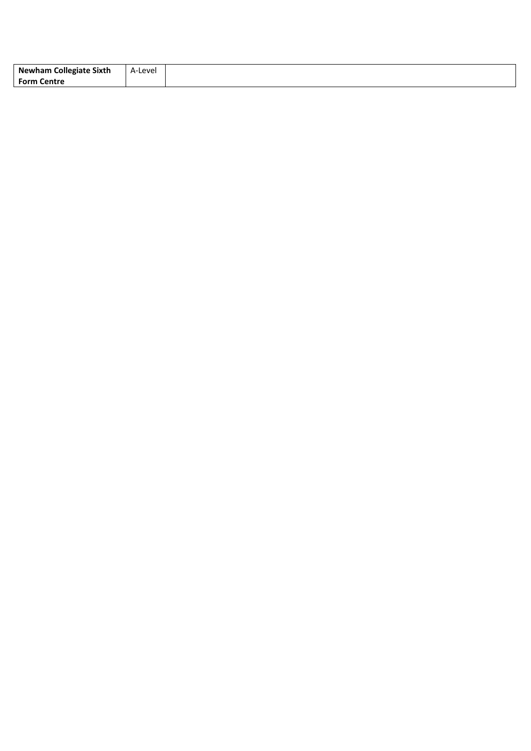| | | |
|---|---|---|
| **Newham Collegiate Sixth Form Centre** | A-Level | |